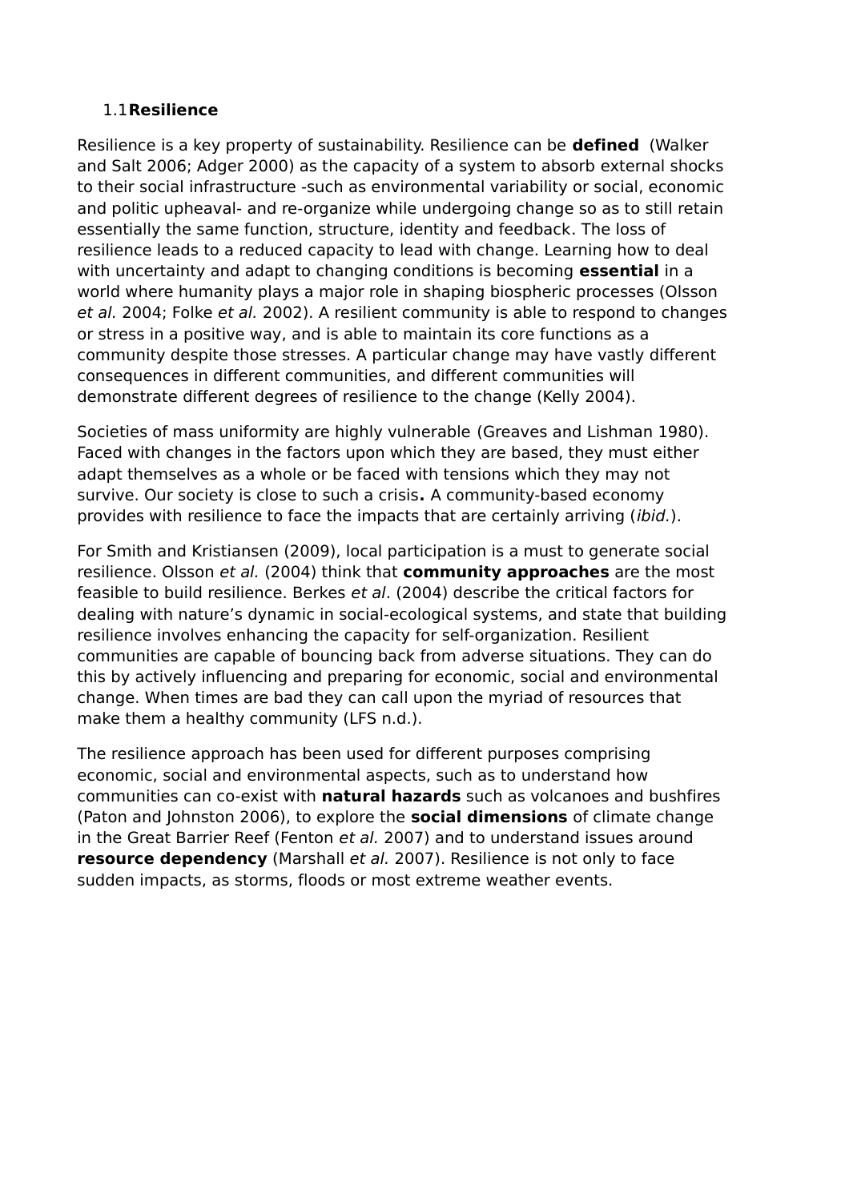## 1.1 Resilience

Resilience is a key property of sustainability. Resilience can be **defined** (Walker and Salt 2006; Adger 2000) as the capacity of a system to absorb external shocks to their social infrastructure -such as environmental variability or social, economic and politic upheaval- and re-organize while undergoing change so as to still retain essentially the same function, structure, identity and feedback. The loss of resilience leads to a reduced capacity to lead with change. Learning how to deal with uncertainty and adapt to changing conditions is becoming **essential** in a world where humanity plays a major role in shaping biospheric processes (Olsson *et al.* 2004; Folke *et al.* 2002). A resilient community is able to respond to changes or stress in a positive way, and is able to maintain its core functions as a community despite those stresses. A particular change may have vastly different consequences in different communities, and different communities will demonstrate different degrees of resilience to the change (Kelly 2004).

Societies of mass uniformity are highly vulnerable (Greaves and Lishman 1980). Faced with changes in the factors upon which they are based, they must either adapt themselves as a whole or be faced with tensions which they may not survive. Our society is close to such a crisis**.** A community-based economy provides with resilience to face the impacts that are certainly arriving (*ibid.*).

For Smith and Kristiansen (2009), local participation is a must to generate social resilience. Olsson *et al.* (2004) think that **community approaches** are the most feasible to build resilience. Berkes *et al*. (2004) describe the critical factors for dealing with nature's dynamic in social-ecological systems, and state that building resilience involves enhancing the capacity for self-organization. Resilient communities are capable of bouncing back from adverse situations. They can do this by actively influencing and preparing for economic, social and environmental change. When times are bad they can call upon the myriad of resources that make them a healthy community (LFS n.d.).

The resilience approach has been used for different purposes comprising economic, social and environmental aspects, such as to understand how communities can co-exist with **natural hazards** such as volcanoes and bushfires (Paton and Johnston 2006), to explore the **social dimensions** of climate change in the Great Barrier Reef (Fenton *et al.* 2007) and to understand issues around **resource dependency** (Marshall *et al.* 2007). Resilience is not only to face sudden impacts, as storms, floods or most extreme weather events.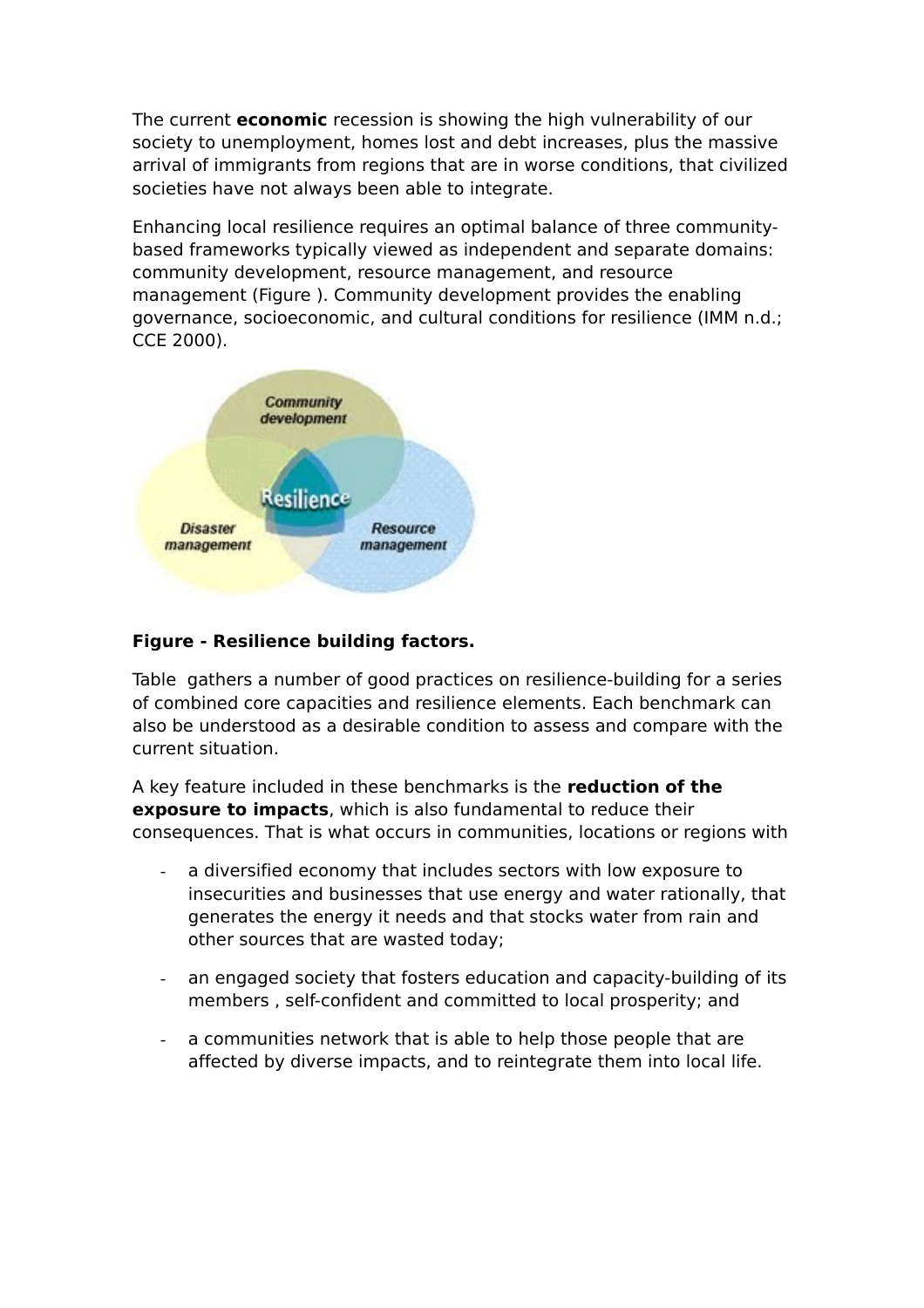The current **economic** recession is showing the high vulnerability of our society to unemployment, homes lost and debt increases, plus the massive arrival of immigrants from regions that are in worse conditions, that civilized societies have not always been able to integrate.

Enhancing local resilience requires an optimal balance of three community-based frameworks typically viewed as independent and separate domains: community development, resource management, and resource management (Figure ). Community development provides the enabling governance, socioeconomic, and cultural conditions for resilience (IMM n.d.; CCE 2000).

**Figure - Resilience building factors.**

Table  gathers a number of good practices on resilience-building for a series of combined core capacities and resilience elements. Each benchmark can also be understood as a desirable condition to assess and compare with the current situation.

A key feature included in these benchmarks is the **reduction of the exposure to impacts**, which is also fundamental to reduce their consequences. That is what occurs in communities, locations or regions with

- a diversified economy that includes sectors with low exposure to insecurities and businesses that use energy and water rationally, that generates the energy it needs and that stocks water from rain and other sources that are wasted today;
- an engaged society that fosters education and capacity-building of its members , self-confident and committed to local prosperity; and
- a communities network that is able to help those people that are affected by diverse impacts, and to reintegrate them into local life.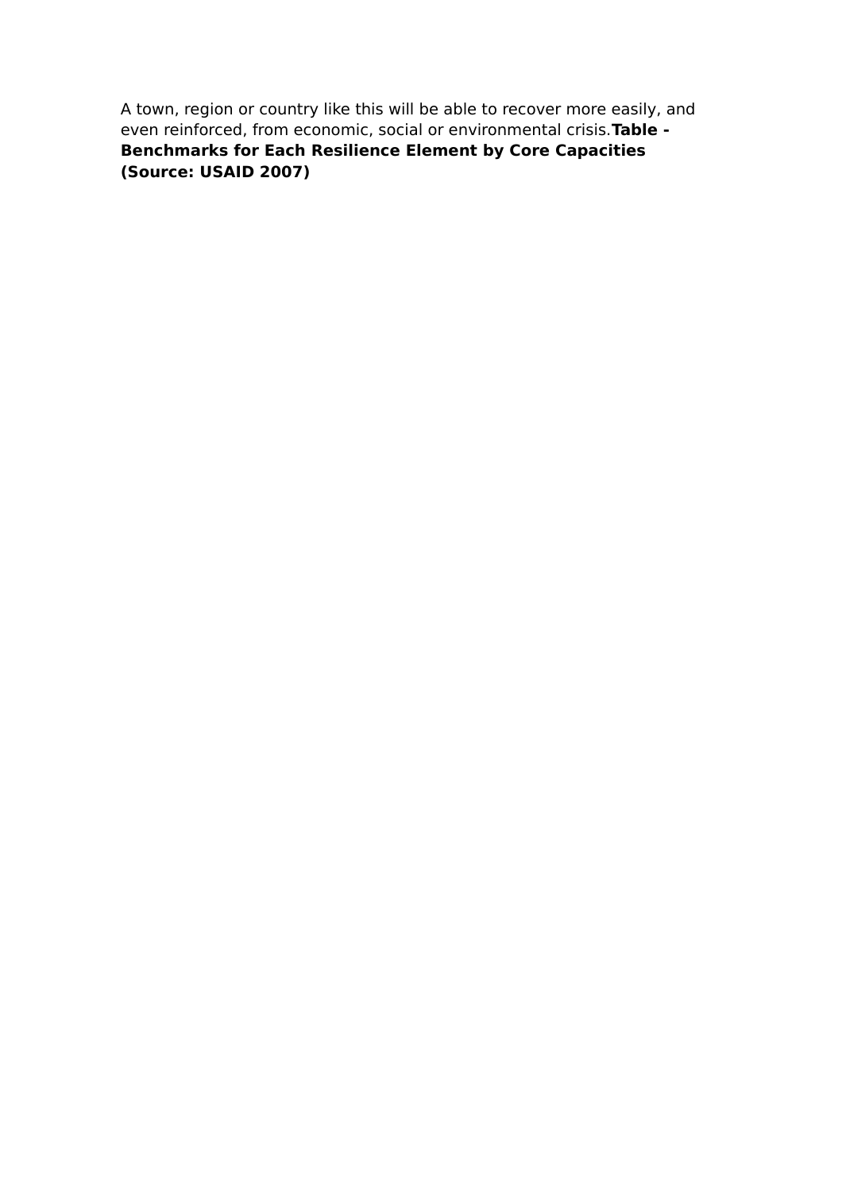A town, region or country like this will be able to recover more easily, and even reinforced, from economic, social or environmental crisis.**Table - Benchmarks for Each Resilience Element by Core Capacities (Source: USAID 2007)**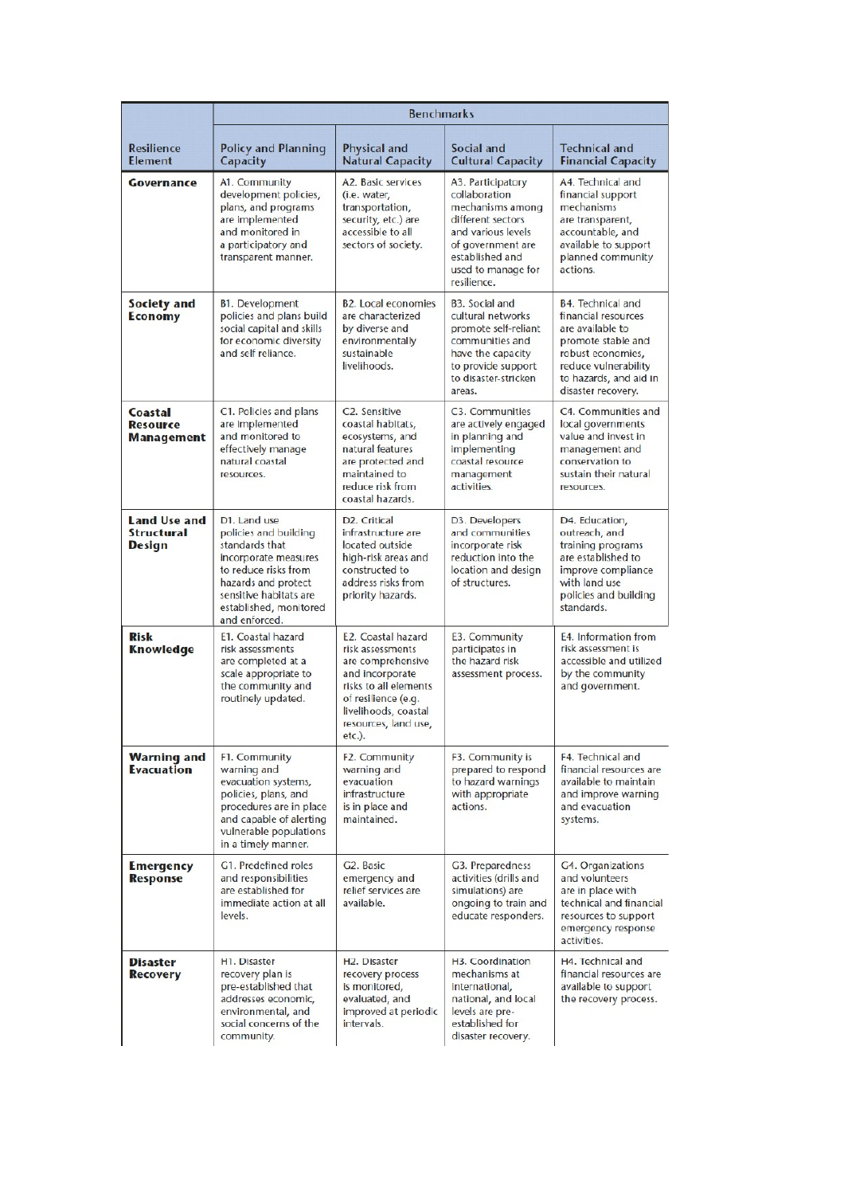| Resilience Element | Benchmarks | | | |
|---|---|---|---|---|
| | Policy and Planning Capacity | Physical and Natural Capacity | Social and Cultural Capacity | Technical and Financial Capacity |
| **Governance** | A1. Community development policies, plans, and programs are implemented and monitored in a participatory and transparent manner. | A2. Basic services (i.e. water, transportation, security, etc.) are accessible to all sectors of society. | A3. Participatory collaboration mechanisms among different sectors and various levels of government are established and used to manage for resilience. | A4. Technical and financial support mechanisms are transparent, accountable, and available to support planned community actions. |
| **Society and Economy** | B1. Development policies and plans build social capital and skills for economic diversity and self reliance. | B2. Local economies are characterized by diverse and environmentally sustainable livelihoods. | B3. Social and cultural networks promote self-reliant communities and have the capacity to provide support to disaster-stricken areas. | B4. Technical and financial resources are available to promote stable and robust economies, reduce vulnerability to hazards, and aid in disaster recovery. |
| **Coastal Resource Management** | C1. Policies and plans are implemented and monitored to effectively manage natural coastal resources. | C2. Sensitive coastal habitats, ecosystems, and natural features are protected and maintained to reduce risk from coastal hazards. | C3. Communities are actively engaged in planning and implementing coastal resource management activities. | C4. Communities and local governments value and invest in management and conservation to sustain their natural resources. |
| **Land Use and Structural Design** | D1. Land use policies and building standards that incorporate measures to reduce risks from hazards and protect sensitive habitats are established, monitored and enforced. | D2. Critical infrastructure are located outside high-risk areas and constructed to address risks from priority hazards. | D3. Developers and communities incorporate risk reduction into the location and design of structures. | D4. Education, outreach, and training programs are established to improve compliance with land use policies and building standards. |
| **Risk Knowledge** | E1. Coastal hazard risk assessments are completed at a scale appropriate to the community and routinely updated. | E2. Coastal hazard risk assessments are comprehensive and incorporate risks to all elements of resilience (e.g. livelihoods, coastal resources, land use, etc.). | E3. Community participates in the hazard risk assessment process. | E4. Information from risk assessment is accessible and utilized by the community and government. |
| **Warning and Evacuation** | F1. Community warning and evacuation systems, policies, plans, and procedures are in place and capable of alerting vulnerable populations in a timely manner. | F2. Community warning and evacuation infrastructure is in place and maintained. | F3. Community is prepared to respond to hazard warnings with appropriate actions. | F4. Technical and financial resources are available to maintain and improve warning and evacuation systems. |
| **Emergency Response** | G1. Predefined roles and responsibilities are established for immediate action at all levels. | G2. Basic emergency and relief services are available. | G3. Preparedness activities (drills and simulations) are ongoing to train and educate responders. | G4. Organizations and volunteers are in place with technical and financial resources to support emergency response activities. |
| **Disaster Recovery** | H1. Disaster recovery plan is pre-established that addresses economic, environmental, and social concerns of the community. | H2. Disaster recovery process is monitored, evaluated, and improved at periodic intervals. | H3. Coordination mechanisms at international, national, and local levels are pre-established for disaster recovery. | H4. Technical and financial resources are available to support the recovery process. |